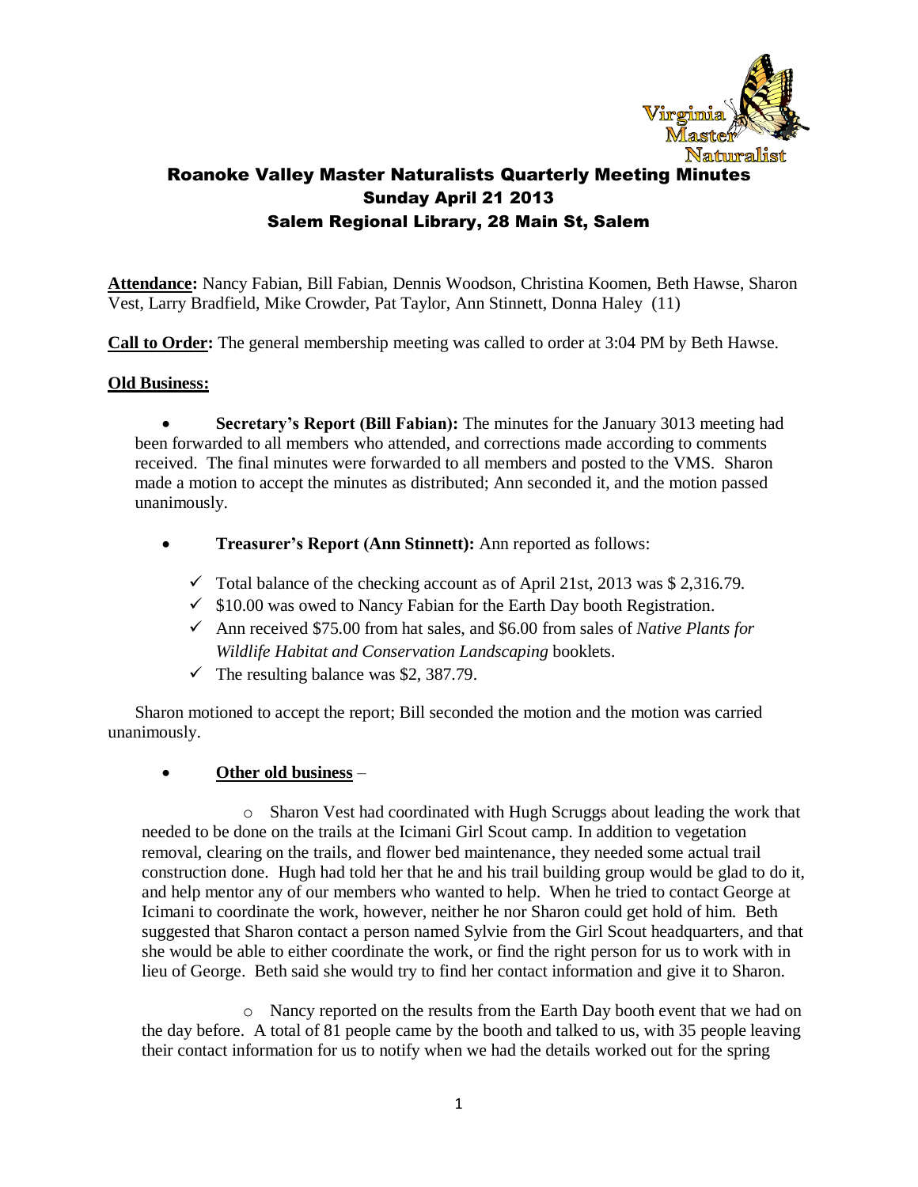# Roanoke Valley Master Naturalists Quarterly Meeting Minutes

## Sunday April 21 2013

## Salem Regional Library, 28 Main St, Salem

**Attendance:** Nancy Fabian, Bill Fabian, Dennis Woodson, Christina Koomen, Beth Hawse, Sharon Vest, Larry Bradfield, Mike Crowder, Pat Taylor, Ann Stinnett, Donna Haley (11)

**Call to Order:** The general membership meeting was called to order at 3:04 PM by Beth Hawse.

**Old Business:**

- **Secretary's Report (Bill Fabian):** The minutes for the January 3013 meeting had been forwarded to all members who attended, and corrections made according to comments received. The final minutes were forwarded to all members and posted to the VMS. Sharon made a motion to accept the minutes as distributed; Ann seconded it, and the motion passed unanimously.

- **Treasurer's Report (Ann Stinnett):** Ann reported as follows:
  - ✓ Total balance of the checking account as of April 21st, 2013 was $ 2,316.79.
  - ✓ $10.00 was owed to Nancy Fabian for the Earth Day booth Registration.
  - ✓ Ann received $75.00 from hat sales, and $6.00 from sales of *Native Plants for Wildlife Habitat and Conservation Landscaping* booklets.
  - ✓ The resulting balance was $2, 387.79.

Sharon motioned to accept the report; Bill seconded the motion and the motion was carried unanimously.

- **Other old business** –
  - Sharon Vest had coordinated with Hugh Scruggs about leading the work that needed to be done on the trails at the Icimani Girl Scout camp. In addition to vegetation removal, clearing on the trails, and flower bed maintenance, they needed some actual trail construction done. Hugh had told her that he and his trail building group would be glad to do it, and help mentor any of our members who wanted to help. When he tried to contact George at Icimani to coordinate the work, however, neither he nor Sharon could get hold of him. Beth suggested that Sharon contact a person named Sylvie from the Girl Scout headquarters, and that she would be able to either coordinate the work, or find the right person for us to work with in lieu of George. Beth said she would try to find her contact information and give it to Sharon.
  - Nancy reported on the results from the Earth Day booth event that we had on the day before. A total of 81 people came by the booth and talked to us, with 35 people leaving their contact information for us to notify when we had the details worked out for the spring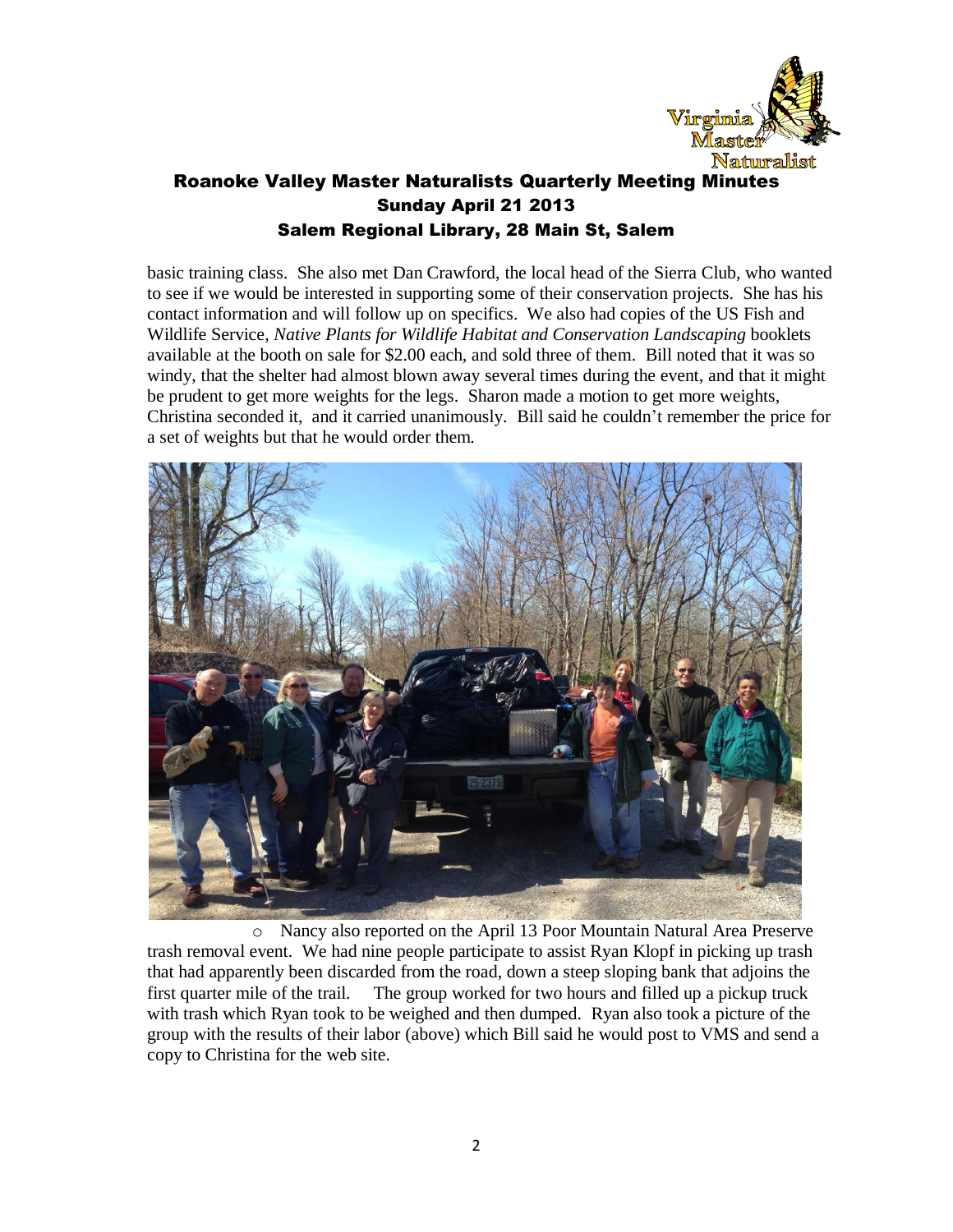basic training class. She also met Dan Crawford, the local head of the Sierra Club, who wanted to see if we would be interested in supporting some of their conservation projects. She has his contact information and will follow up on specifics. We also had copies of the US Fish and Wildlife Service, *Native Plants for Wildlife Habitat and Conservation Landscaping* booklets available at the booth on sale for $2.00 each, and sold three of them. Bill noted that it was so windy, that the shelter had almost blown away several times during the event, and that it might be prudent to get more weights for the legs. Sharon made a motion to get more weights, Christina seconded it, and it carried unanimously. Bill said he couldn't remember the price for a set of weights but that he would order them.

- Nancy also reported on the April 13 Poor Mountain Natural Area Preserve trash removal event. We had nine people participate to assist Ryan Klopf in picking up trash that had apparently been discarded from the road, down a steep sloping bank that adjoins the first quarter mile of the trail. The group worked for two hours and filled up a pickup truck with trash which Ryan took to be weighed and then dumped. Ryan also took a picture of the group with the results of their labor (above) which Bill said he would post to VMS and send a copy to Christina for the web site.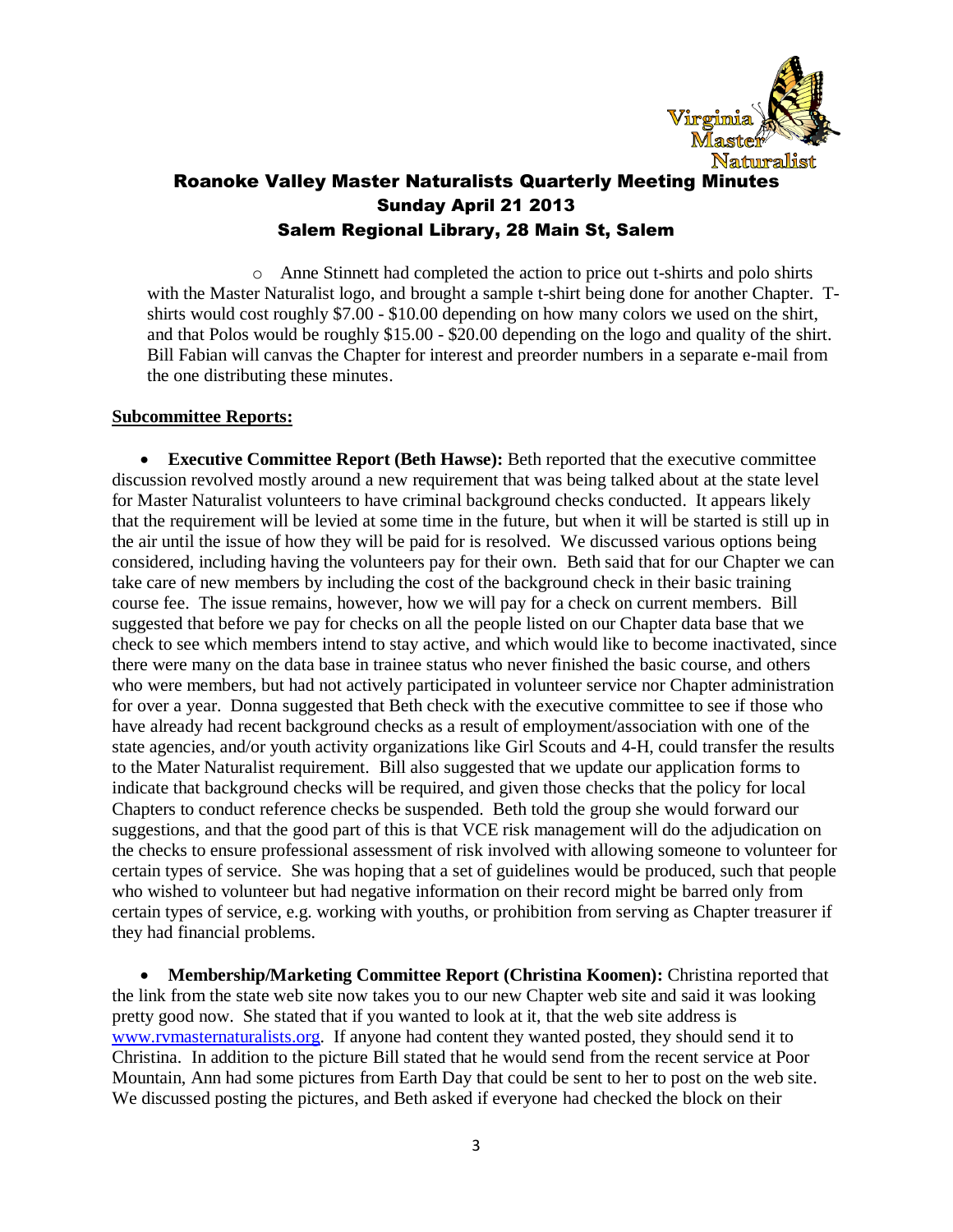## Roanoke Valley Master Naturalists Quarterly Meeting Minutes
## Sunday April 21 2013
## Salem Regional Library, 28 Main St, Salem

- Anne Stinnett had completed the action to price out t-shirts and polo shirts with the Master Naturalist logo, and brought a sample t-shirt being done for another Chapter. T-shirts would cost roughly $7.00 - $10.00 depending on how many colors we used on the shirt, and that Polos would be roughly $15.00 - $20.00 depending on the logo and quality of the shirt. Bill Fabian will canvas the Chapter for interest and preorder numbers in a separate e-mail from the one distributing these minutes.

**Subcommittee Reports:**

- **Executive Committee Report (Beth Hawse):** Beth reported that the executive committee discussion revolved mostly around a new requirement that was being talked about at the state level for Master Naturalist volunteers to have criminal background checks conducted. It appears likely that the requirement will be levied at some time in the future, but when it will be started is still up in the air until the issue of how they will be paid for is resolved. We discussed various options being considered, including having the volunteers pay for their own. Beth said that for our Chapter we can take care of new members by including the cost of the background check in their basic training course fee. The issue remains, however, how we will pay for a check on current members. Bill suggested that before we pay for checks on all the people listed on our Chapter data base that we check to see which members intend to stay active, and which would like to become inactivated, since there were many on the data base in trainee status who never finished the basic course, and others who were members, but had not actively participated in volunteer service nor Chapter administration for over a year. Donna suggested that Beth check with the executive committee to see if those who have already had recent background checks as a result of employment/association with one of the state agencies, and/or youth activity organizations like Girl Scouts and 4-H, could transfer the results to the Mater Naturalist requirement. Bill also suggested that we update our application forms to indicate that background checks will be required, and given those checks that the policy for local Chapters to conduct reference checks be suspended. Beth told the group she would forward our suggestions, and that the good part of this is that VCE risk management will do the adjudication on the checks to ensure professional assessment of risk involved with allowing someone to volunteer for certain types of service. She was hoping that a set of guidelines would be produced, such that people who wished to volunteer but had negative information on their record might be barred only from certain types of service, e.g. working with youths, or prohibition from serving as Chapter treasurer if they had financial problems.

- **Membership/Marketing Committee Report (Christina Koomen):** Christina reported that the link from the state web site now takes you to our new Chapter web site and said it was looking pretty good now. She stated that if you wanted to look at it, that the web site address is [www.rvmasternaturalists.org](http://www.rvmasternaturalists.org). If anyone had content they wanted posted, they should send it to Christina. In addition to the picture Bill stated that he would send from the recent service at Poor Mountain, Ann had some pictures from Earth Day that could be sent to her to post on the web site. We discussed posting the pictures, and Beth asked if everyone had checked the block on their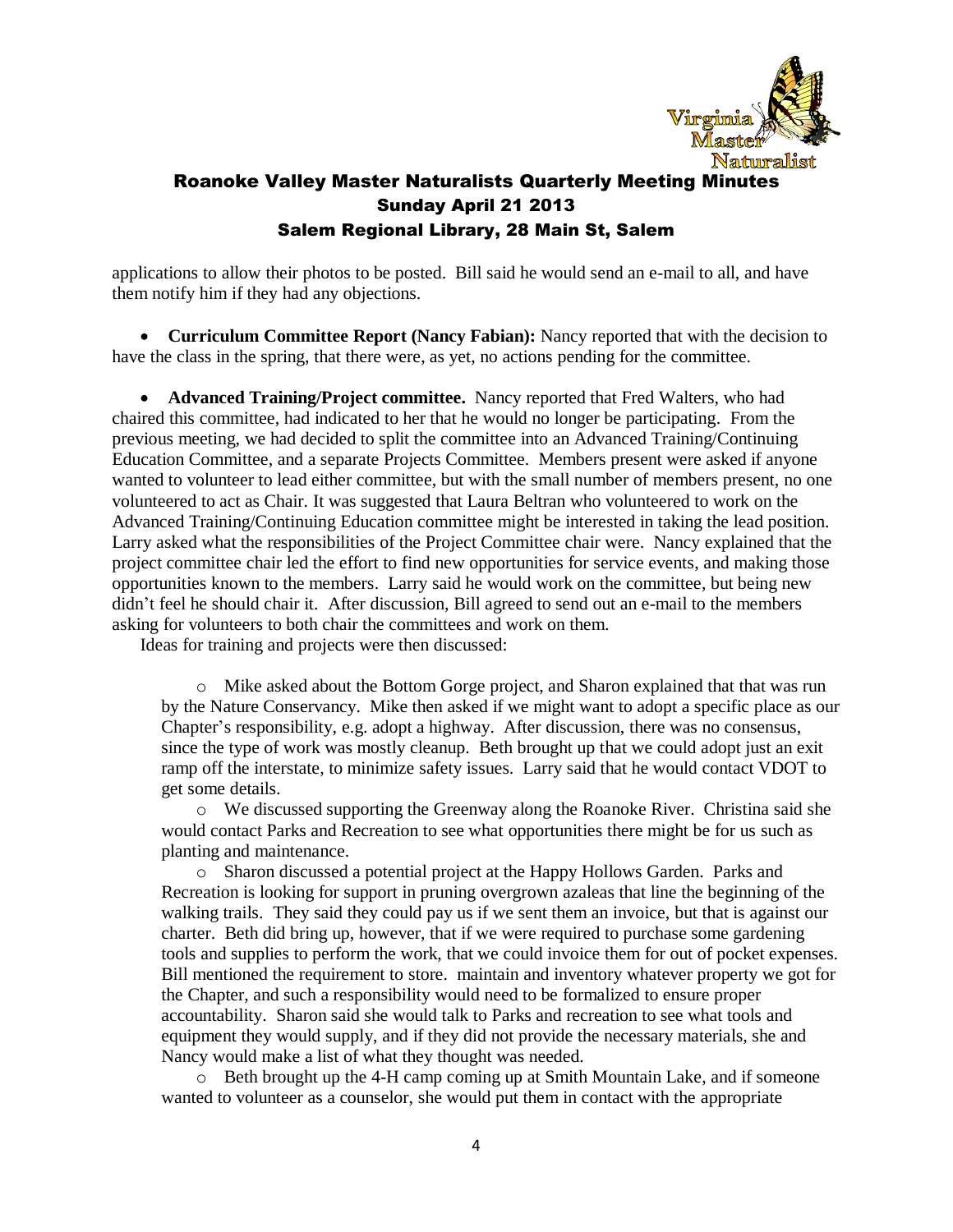applications to allow their photos to be posted. Bill said he would send an e-mail to all, and have them notify him if they had any objections.

- **Curriculum Committee Report (Nancy Fabian):** Nancy reported that with the decision to have the class in the spring, that there were, as yet, no actions pending for the committee.

- **Advanced Training/Project committee.** Nancy reported that Fred Walters, who had chaired this committee, had indicated to her that he would no longer be participating. From the previous meeting, we had decided to split the committee into an Advanced Training/Continuing Education Committee, and a separate Projects Committee. Members present were asked if anyone wanted to volunteer to lead either committee, but with the small number of members present, no one volunteered to act as Chair. It was suggested that Laura Beltran who volunteered to work on the Advanced Training/Continuing Education committee might be interested in taking the lead position. Larry asked what the responsibilities of the Project Committee chair were. Nancy explained that the project committee chair led the effort to find new opportunities for service events, and making those opportunities known to the members. Larry said he would work on the committee, but being new didn't feel he should chair it. After discussion, Bill agreed to send out an e-mail to the members asking for volunteers to both chair the committees and work on them.

Ideas for training and projects were then discussed:

  - Mike asked about the Bottom Gorge project, and Sharon explained that that was run by the Nature Conservancy. Mike then asked if we might want to adopt a specific place as our Chapter's responsibility, e.g. adopt a highway. After discussion, there was no consensus, since the type of work was mostly cleanup. Beth brought up that we could adopt just an exit ramp off the interstate, to minimize safety issues. Larry said that he would contact VDOT to get some details.
  - We discussed supporting the Greenway along the Roanoke River. Christina said she would contact Parks and Recreation to see what opportunities there might be for us such as planting and maintenance.
  - Sharon discussed a potential project at the Happy Hollows Garden. Parks and Recreation is looking for support in pruning overgrown azaleas that line the beginning of the walking trails. They said they could pay us if we sent them an invoice, but that is against our charter. Beth did bring up, however, that if we were required to purchase some gardening tools and supplies to perform the work, that we could invoice them for out of pocket expenses. Bill mentioned the requirement to store. maintain and inventory whatever property we got for the Chapter, and such a responsibility would need to be formalized to ensure proper accountability. Sharon said she would talk to Parks and recreation to see what tools and equipment they would supply, and if they did not provide the necessary materials, she and Nancy would make a list of what they thought was needed.
  - Beth brought up the 4-H camp coming up at Smith Mountain Lake, and if someone wanted to volunteer as a counselor, she would put them in contact with the appropriate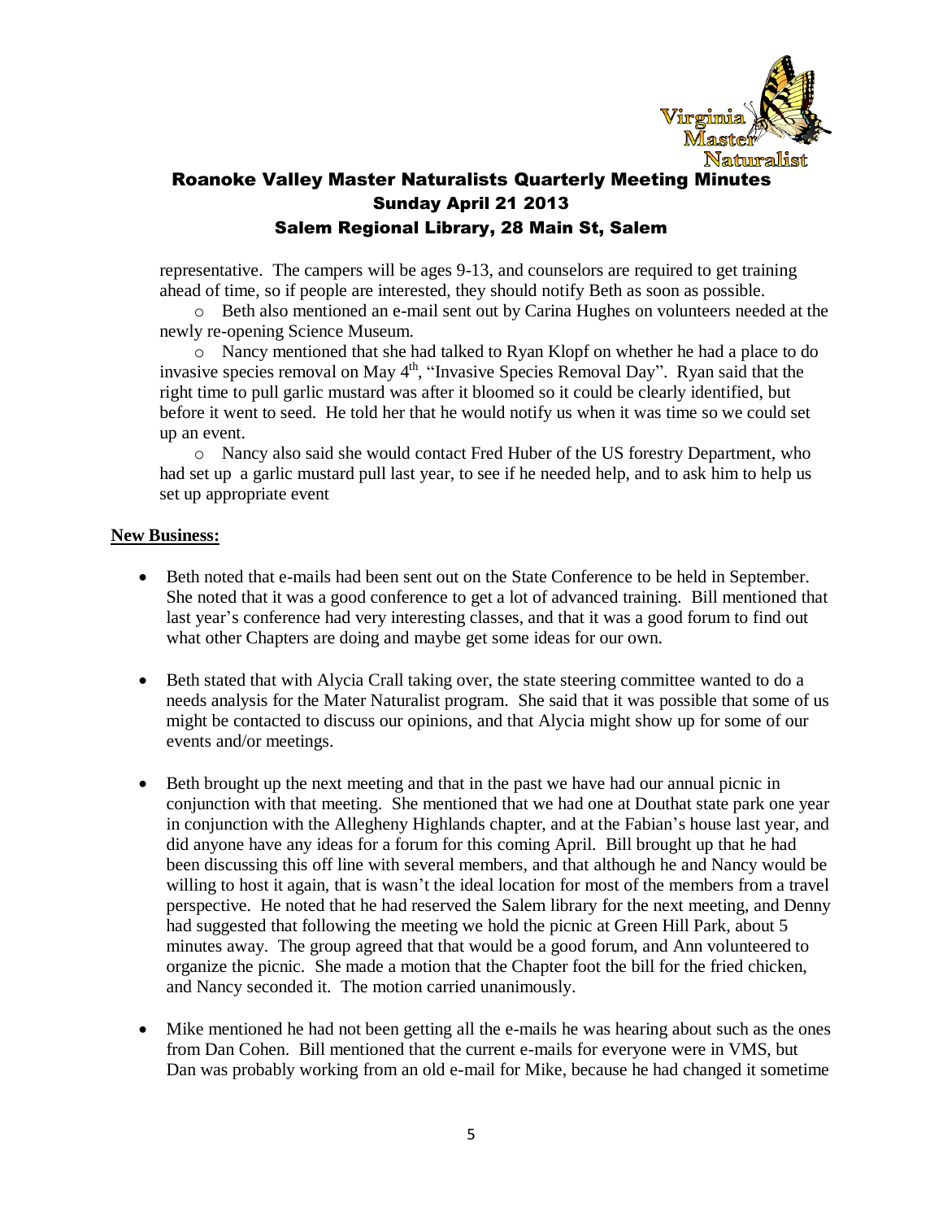representative. The campers will be ages 9-13, and counselors are required to get training ahead of time, so if people are interested, they should notify Beth as soon as possible.

- Beth also mentioned an e-mail sent out by Carina Hughes on volunteers needed at the newly re-opening Science Museum.
- Nancy mentioned that she had talked to Ryan Klopf on whether he had a place to do invasive species removal on May 4th, "Invasive Species Removal Day". Ryan said that the right time to pull garlic mustard was after it bloomed so it could be clearly identified, but before it went to seed. He told her that he would notify us when it was time so we could set up an event.
- Nancy also said she would contact Fred Huber of the US forestry Department, who had set up a garlic mustard pull last year, to see if he needed help, and to ask him to help us set up appropriate event

**New Business:**

- Beth noted that e-mails had been sent out on the State Conference to be held in September. She noted that it was a good conference to get a lot of advanced training. Bill mentioned that last year's conference had very interesting classes, and that it was a good forum to find out what other Chapters are doing and maybe get some ideas for our own.

- Beth stated that with Alycia Crall taking over, the state steering committee wanted to do a needs analysis for the Mater Naturalist program. She said that it was possible that some of us might be contacted to discuss our opinions, and that Alycia might show up for some of our events and/or meetings.

- Beth brought up the next meeting and that in the past we have had our annual picnic in conjunction with that meeting. She mentioned that we had one at Douthat state park one year in conjunction with the Allegheny Highlands chapter, and at the Fabian's house last year, and did anyone have any ideas for a forum for this coming April. Bill brought up that he had been discussing this off line with several members, and that although he and Nancy would be willing to host it again, that is wasn't the ideal location for most of the members from a travel perspective. He noted that he had reserved the Salem library for the next meeting, and Denny had suggested that following the meeting we hold the picnic at Green Hill Park, about 5 minutes away. The group agreed that that would be a good forum, and Ann volunteered to organize the picnic. She made a motion that the Chapter foot the bill for the fried chicken, and Nancy seconded it. The motion carried unanimously.

- Mike mentioned he had not been getting all the e-mails he was hearing about such as the ones from Dan Cohen. Bill mentioned that the current e-mails for everyone were in VMS, but Dan was probably working from an old e-mail for Mike, because he had changed it sometime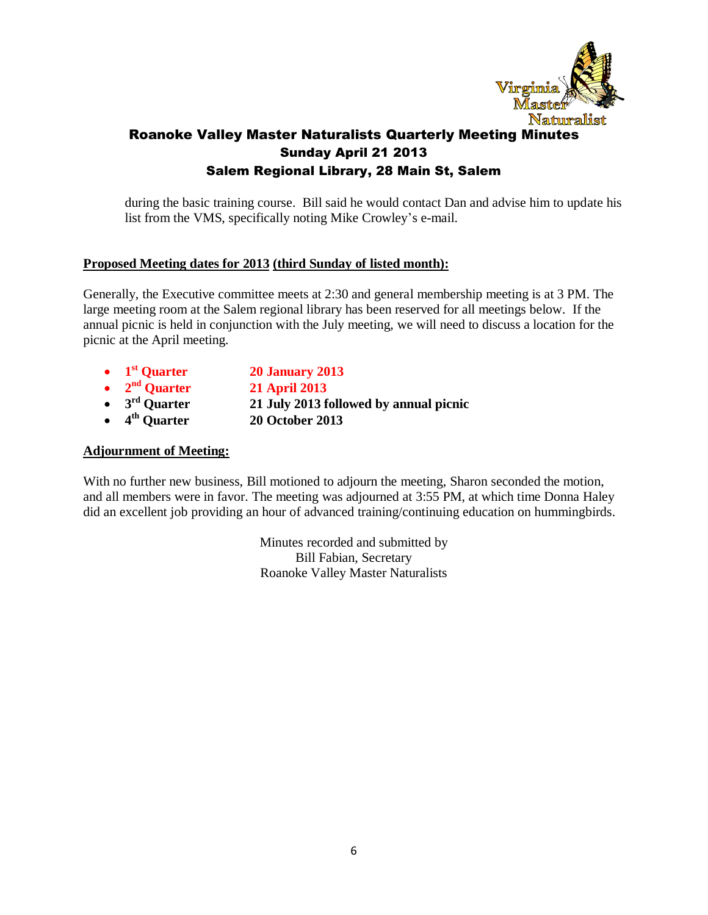during the basic training course. Bill said he would contact Dan and advise him to update his list from the VMS, specifically noting Mike Crowley's e-mail.

**Proposed Meeting dates for 2013 (third Sunday of listed month):**

Generally, the Executive committee meets at 2:30 and general membership meeting is at 3 PM. The large meeting room at the Salem regional library has been reserved for all meetings below. If the annual picnic is held in conjunction with the July meeting, we will need to discuss a location for the picnic at the April meeting.

- **1st Quarter** **20 January 2013**
- **2nd Quarter** **21 April 2013**
- **3rd Quarter** **21 July 2013 followed by annual picnic**
- **4th Quarter** **20 October 2013**

**Adjournment of Meeting:**

With no further new business, Bill motioned to adjourn the meeting, Sharon seconded the motion, and all members were in favor. The meeting was adjourned at 3:55 PM, at which time Donna Haley did an excellent job providing an hour of advanced training/continuing education on hummingbirds.

Minutes recorded and submitted by
Bill Fabian, Secretary
Roanoke Valley Master Naturalists